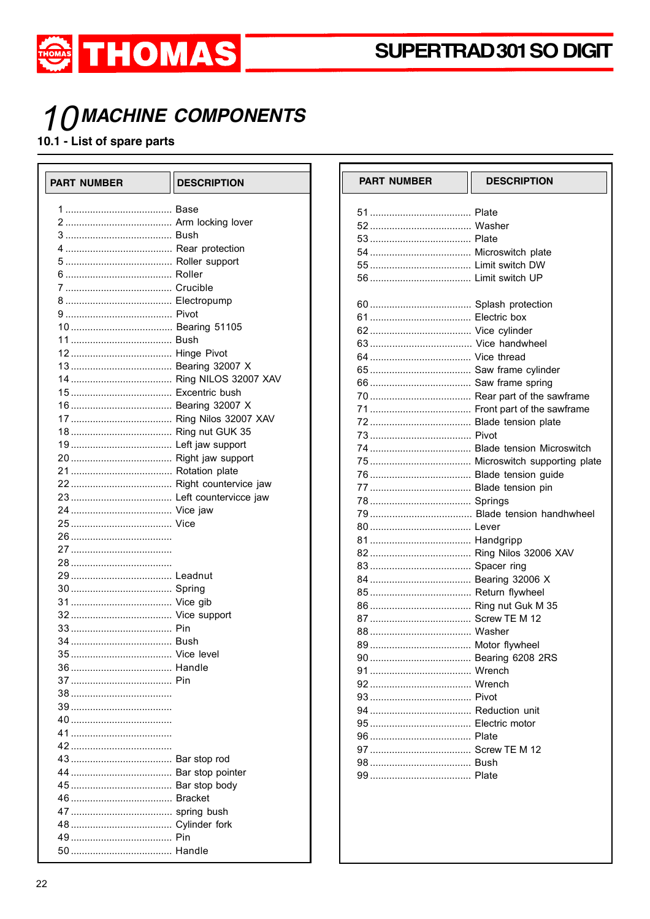# 10 MACHINE COMPONENTS

## 10.1 - List of spare parts

| PART NUMBER | DESCRIPTION |
|---|---|
| 1 | Base |
| 2 | Arm locking lover |
| 3 | Bush |
| 4 | Rear protection |
| 5 | Roller support |
| 6 | Roller |
| 7 | Crucible |
| 8 | Electropump |
| 9 | Pivot |
| 10 | Bearing 51105 |
| 11 | Bush |
| 12 | Hinge Pivot |
| 13 | Bearing 32007 X |
| 14 | Ring NILOS 32007 XAV |
| 15 | Excentric bush |
| 16 | Bearing 32007 X |
| 17 | Ring Nilos 32007 XAV |
| 18 | Ring nut GUK 35 |
| 19 | Left jaw support |
| 20 | Right jaw support |
| 21 | Rotation plate |
| 22 | Right countervice jaw |
| 23 | Left countervicce jaw |
| 24 | Vice jaw |
| 25 | Vice |
| 26 | |
| 27 | |
| 28 | |
| 29 | Leadnut |
| 30 | Spring |
| 31 | Vice gib |
| 32 | Vice support |
| 33 | Pin |
| 34 | Bush |
| 35 | Vice level |
| 36 | Handle |
| 37 | Pin |
| 38 | |
| 39 | |
| 40 | |
| 41 | |
| 42 | |
| 43 | Bar stop rod |
| 44 | Bar stop pointer |
| 45 | Bar stop body |
| 46 | Bracket |
| 47 | spring bush |
| 48 | Cylinder fork |
| 49 | Pin |
| 50 | Handle |

| PART NUMBER | DESCRIPTION |
|---|---|
| 51 | Plate |
| 52 | Washer |
| 53 | Plate |
| 54 | Microswitch plate |
| 55 | Limit switch DW |
| 56 | Limit switch UP |
| 60 | Splash protection |
| 61 | Electric box |
| 62 | Vice cylinder |
| 63 | Vice handwheel |
| 64 | Vice thread |
| 65 | Saw frame cylinder |
| 66 | Saw frame spring |
| 70 | Rear part of the sawframe |
| 71 | Front part of the sawframe |
| 72 | Blade tension plate |
| 73 | Pivot |
| 74 | Blade tension Microswitch |
| 75 | Microswitch supporting plate |
| 76 | Blade tension guide |
| 77 | Blade tension pin |
| 78 | Springs |
| 79 | Blade tension handhwheel |
| 80 | Lever |
| 81 | Handgripp |
| 82 | Ring Nilos 32006 XAV |
| 83 | Spacer ring |
| 84 | Bearing 32006 X |
| 85 | Return flywheel |
| 86 | Ring nut Guk M 35 |
| 87 | Screw TE M 12 |
| 88 | Washer |
| 89 | Motor flywheel |
| 90 | Bearing 6208 2RS |
| 91 | Wrench |
| 92 | Wrench |
| 93 | Pivot |
| 94 | Reduction unit |
| 95 | Electric motor |
| 96 | Plate |
| 97 | Screw TE M 12 |
| 98 | Bush |
| 99 | Plate |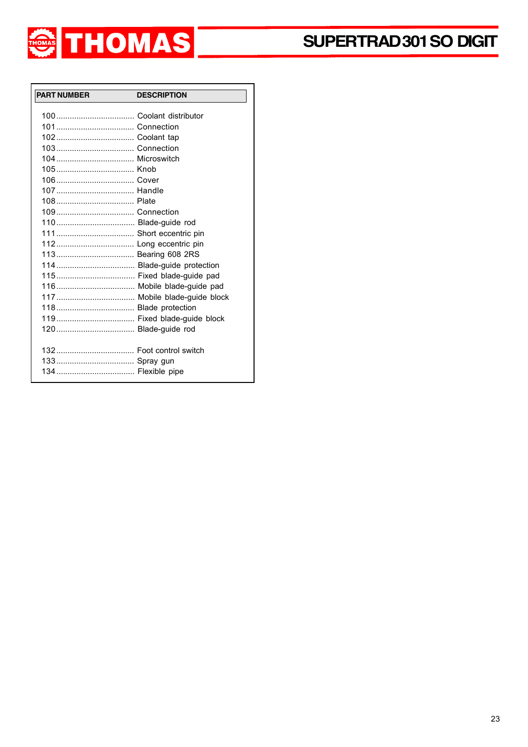| PART NUMBER | DESCRIPTION |
|---|---|
| 100 | Coolant distributor |
| 101 | Connection |
| 102 | Coolant tap |
| 103 | Connection |
| 104 | Microswitch |
| 105 | Knob |
| 106 | Cover |
| 107 | Handle |
| 108 | Plate |
| 109 | Connection |
| 110 | Blade-guide rod |
| 111 | Short eccentric pin |
| 112 | Long eccentric pin |
| 113 | Bearing 608 2RS |
| 114 | Blade-guide protection |
| 115 | Fixed blade-guide pad |
| 116 | Mobile blade-guide pad |
| 117 | Mobile blade-guide block |
| 118 | Blade protection |
| 119 | Fixed blade-guide block |
| 120 | Blade-guide rod |
| 132 | Foot control switch |
| 133 | Spray gun |
| 134 | Flexible pipe |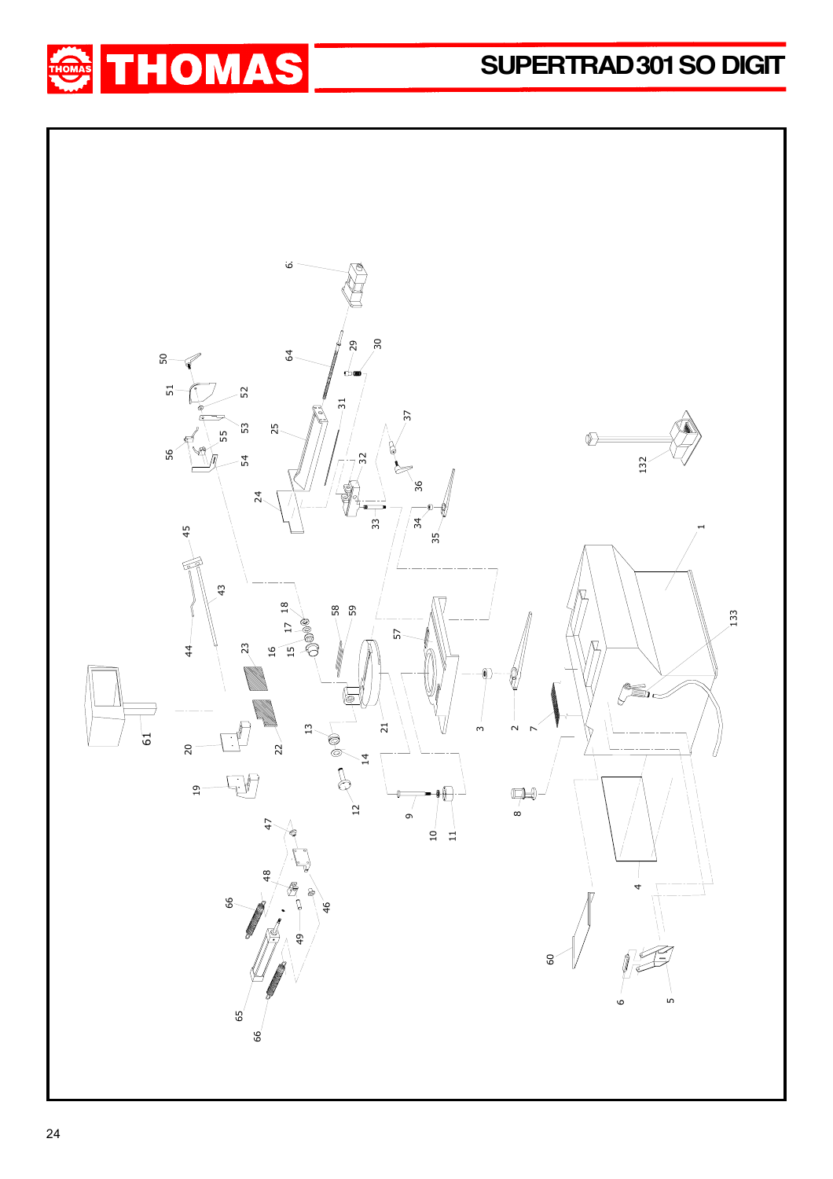# SUPERTRAD 301 SO DIGIT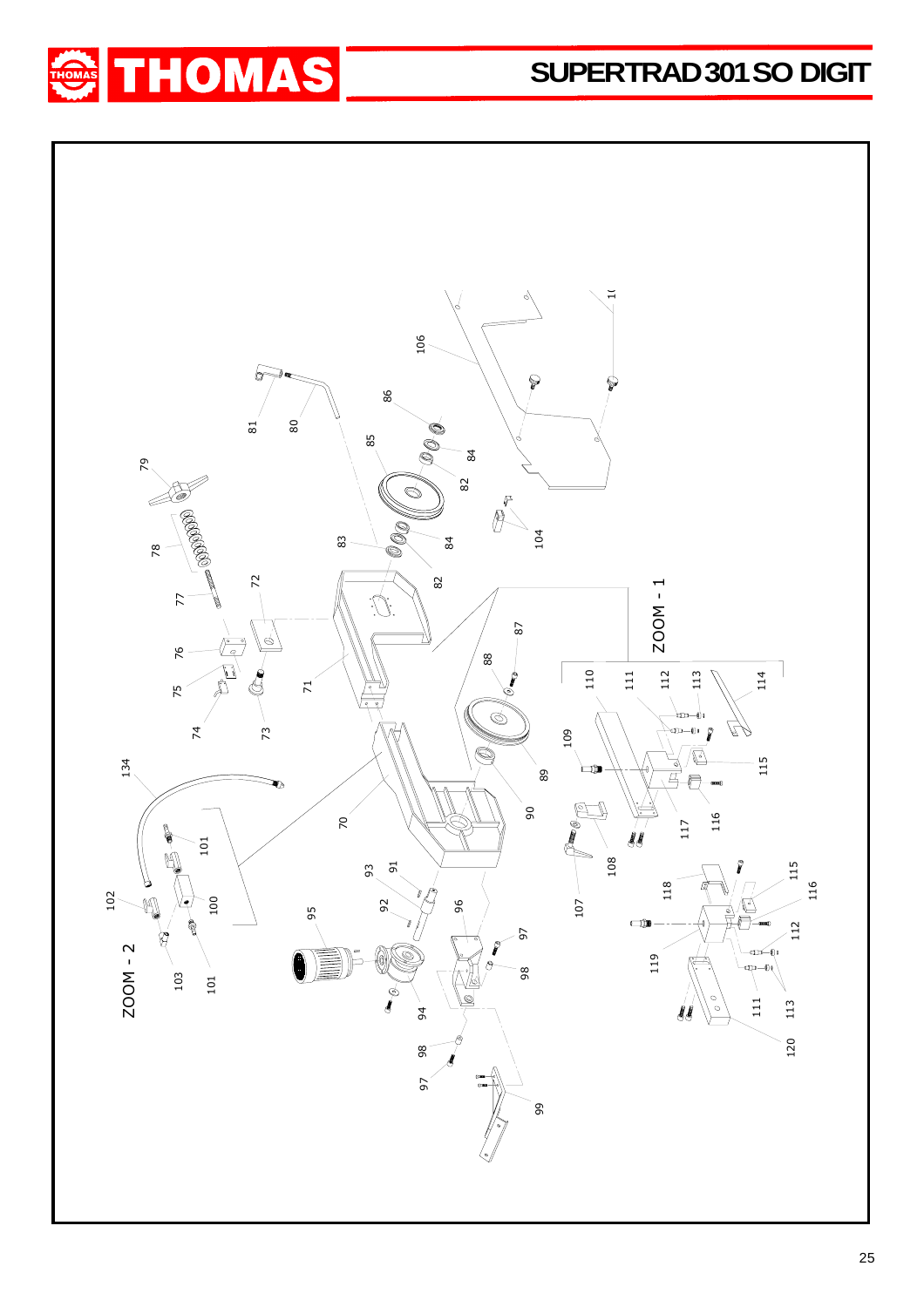ZOOM - 1

ZOOM - 2

70 71 72 73 74 75 76 77 78 79 80 81 82 83 84 85 86 87 88 89 90 91 92 93 94 95 96 97 98 99 100 101 102 103 104 106 107 108 109 110 111 112 113 114 115 116 117 118 119 120 134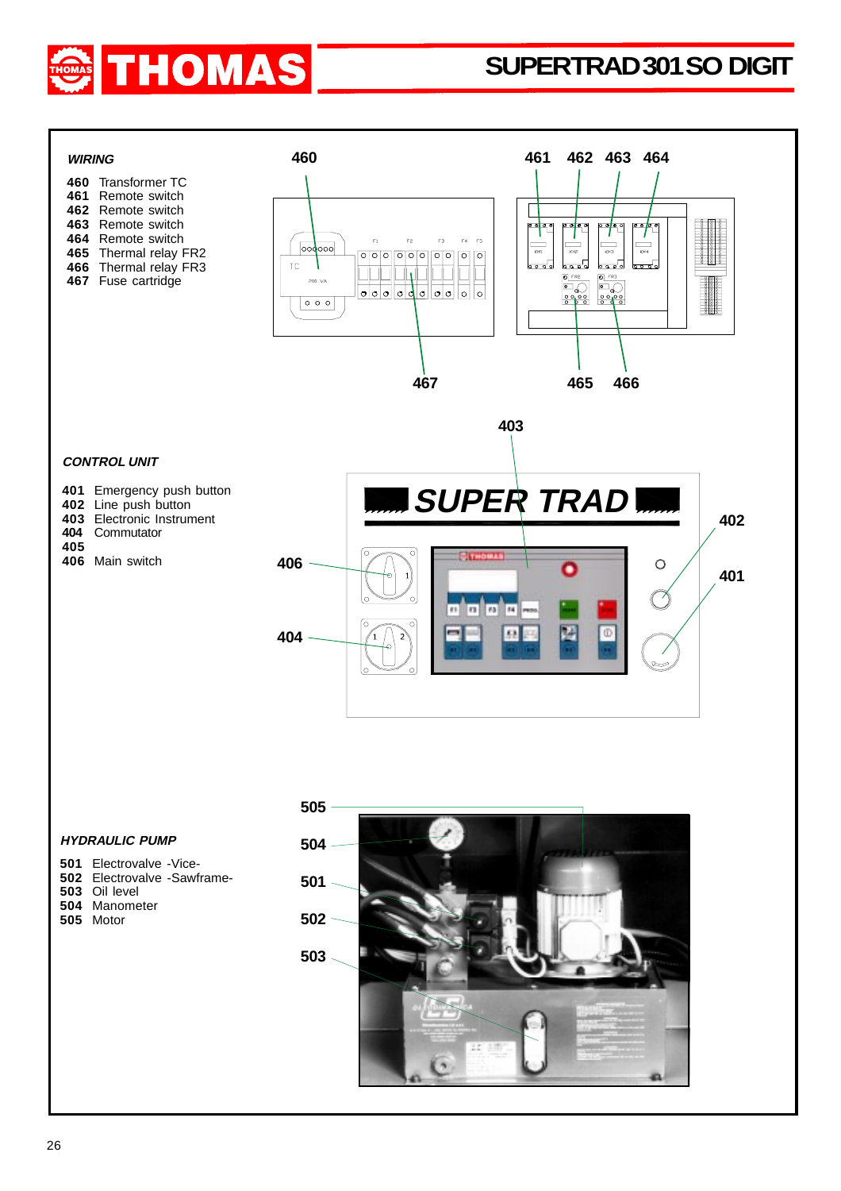## WIRING

**460** Transformer TC
**461** Remote switch
**462** Remote switch
**463** Remote switch
**464** Remote switch
**465** Thermal relay FR2
**466** Thermal relay FR3
**467** Fuse cartridge

460

461 462 463 464

467

465 466

## CONTROL UNIT

**401** Emergency push button
**402** Line push button
**403** Electronic Instrument
**404** Commutator
**405**
**406** Main switch

403

SUPER TRAD

406

404

402

401

## HYDRAULIC PUMP

**501** Electrovalve -Vice-
**502** Electrovalve -Sawframe-
**503** Oil level
**504** Manometer
**505** Motor

505

504

501

502

503